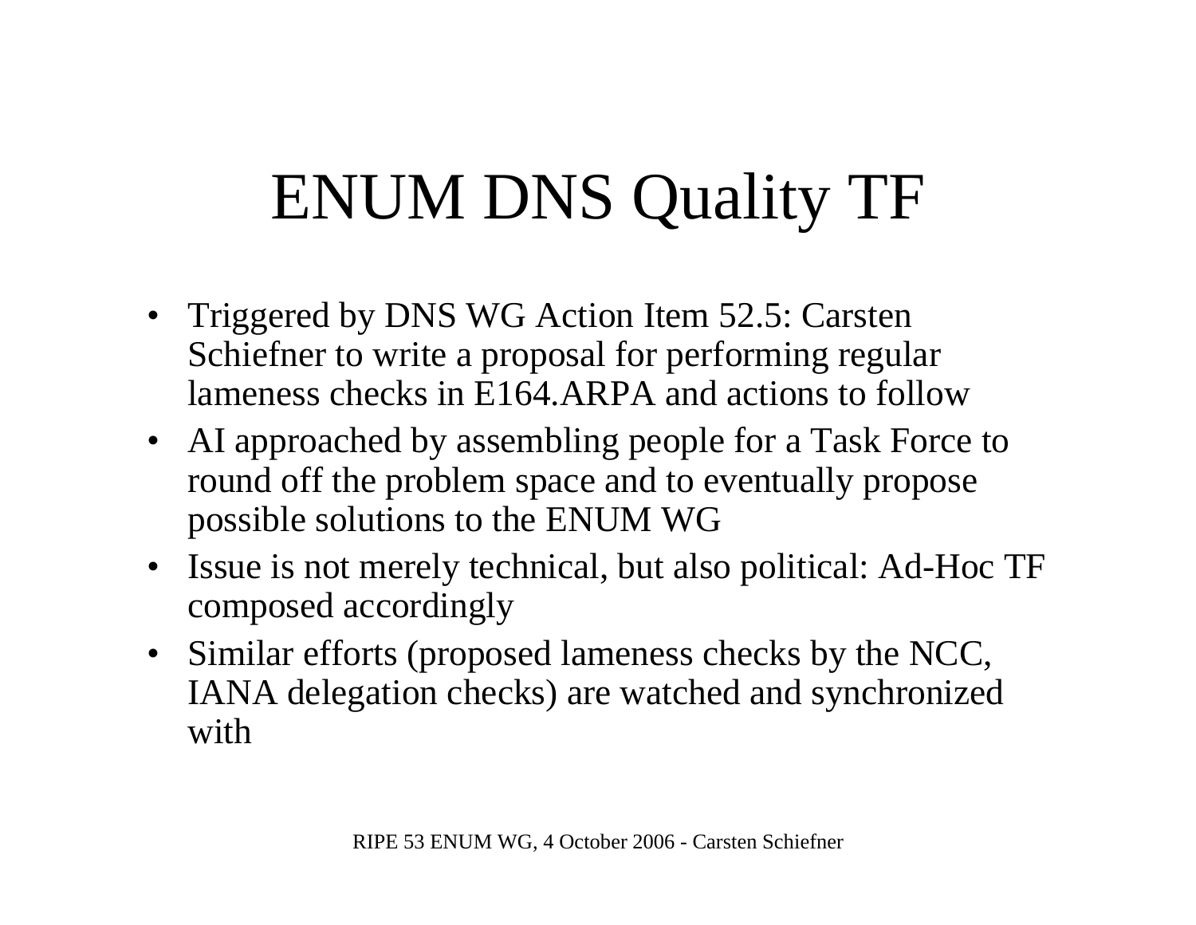# ENUM DNS Quality TF

- Triggered by DNS WG Action Item 52.5: Carsten Schiefner to write a proposal for performing regular lameness checks in E164.ARPA and actions to follow
- AI approached by assembling people for a Task Force to round off the problem space and to eventually propose possible solutions to the ENUM WG
- Issue is not merely technical, but also political: Ad-Hoc TF composed accordingly
- Similar efforts (proposed lameness checks by the NCC, IANA delegation checks) are watched and synchronized with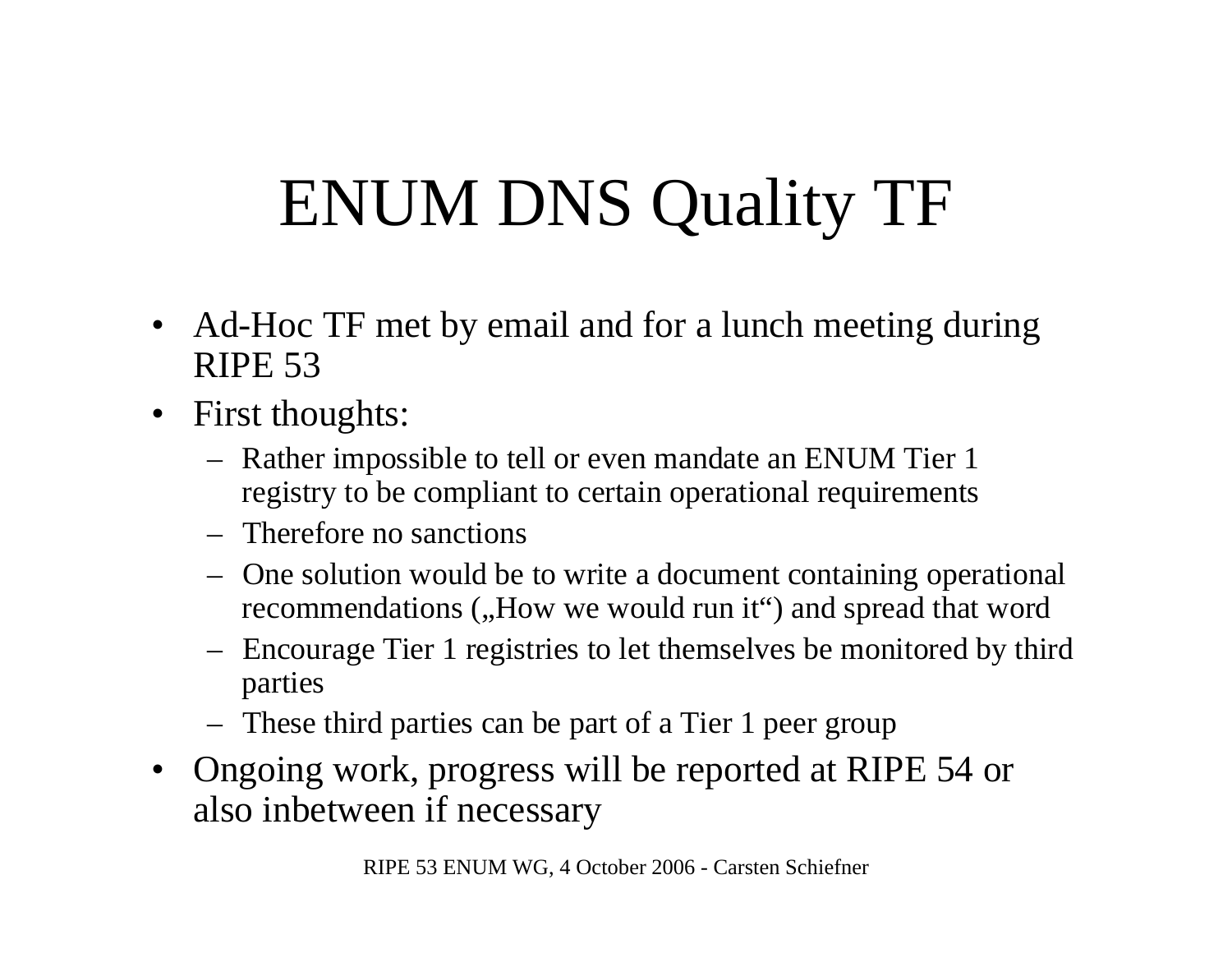# ENUM DNS Quality TF

- Ad-Hoc TF met by email and for a lunch meeting during RIPE 53
- First thoughts:
  - Rather impossible to tell or even mandate an ENUM Tier 1 registry to be compliant to certain operational requirements
  - Therefore no sanctions
  - One solution would be to write a document containing operational recommendations („How we would run it“) and spread that word
  - Encourage Tier 1 registries to let themselves be monitored by third parties
  - These third parties can be part of a Tier 1 peer group
- Ongoing work, progress will be reported at RIPE 54 or also inbetween if necessary

RIPE 53 ENUM WG, 4 October 2006 - Carsten Schiefner